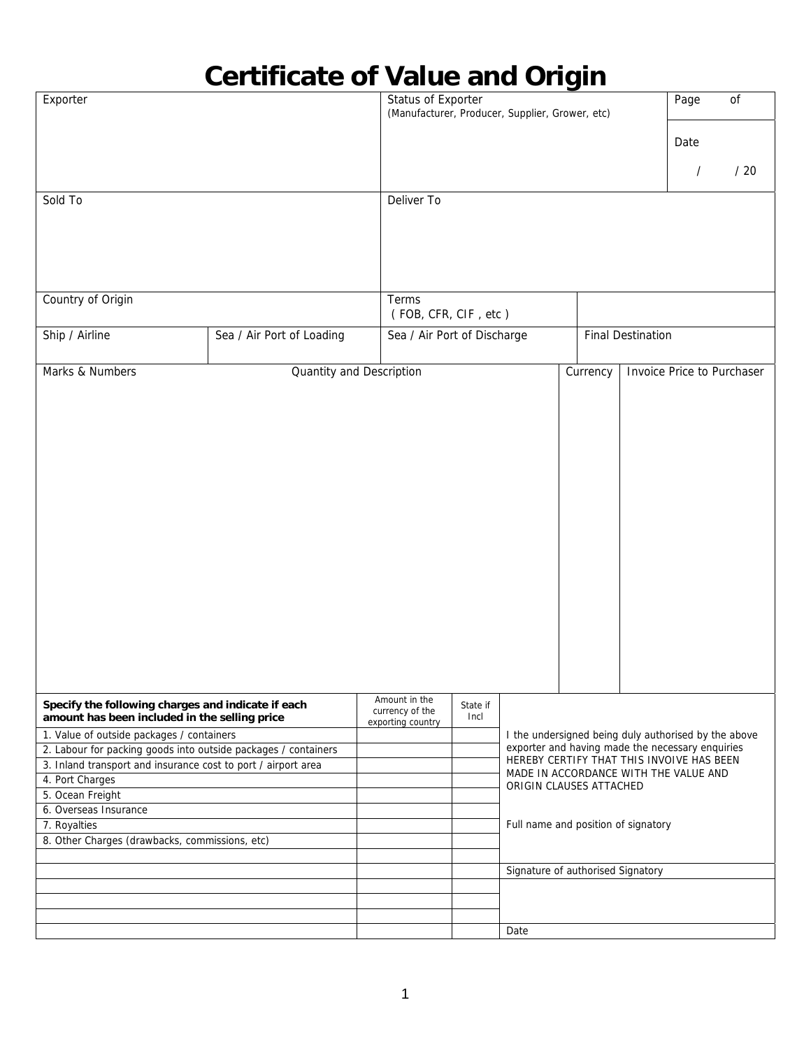# Certificate of Value and Origin

| Exporter | | Status of Exporter<br>(Manufacturer, Producer, Supplier, Grower, etc) | | | Page of<br><br>Date<br><br>/ / 20 |
|---|---|---|---|---|---|
| Sold To | | Deliver To | | | |
| Country of Origin | | Terms<br>( FOB, CFR, CIF , etc ) | | | |
| Ship / Airline | Sea / Air Port of Loading | Sea / Air Port of Discharge | | Final Destination | |

| Marks & Numbers | Quantity and Description | Currency | Invoice Price to Purchaser |
|---|---|---|---|
| | | | |

| Specify the following charges and indicate if each amount has been included in the selling price | Amount in the currency of the exporting country | State if Incl | |
|---|---|---|---|
| 1. Value of outside packages / containers | | | I the undersigned being duly authorised by the above exporter and having made the necessary enquiries HEREBY CERTIFY THAT THIS INVOIVE HAS BEEN MADE IN ACCORDANCE WITH THE VALUE AND ORIGIN CLAUSES ATTACHED |
| 2. Labour for packing goods into outside packages / containers | | | |
| 3. Inland transport and insurance cost to port / airport area | | | |
| 4. Port Charges | | | |
| 5. Ocean Freight | | | |
| 6. Overseas Insurance | | | |
| 7. Royalties | | | Full name and position of signatory |
| 8. Other Charges (drawbacks, commissions, etc) | | | |
| | | | |
| | | | Signature of authorised Signatory |
| | | | |
| | | | |
| | | | |
| | | | Date |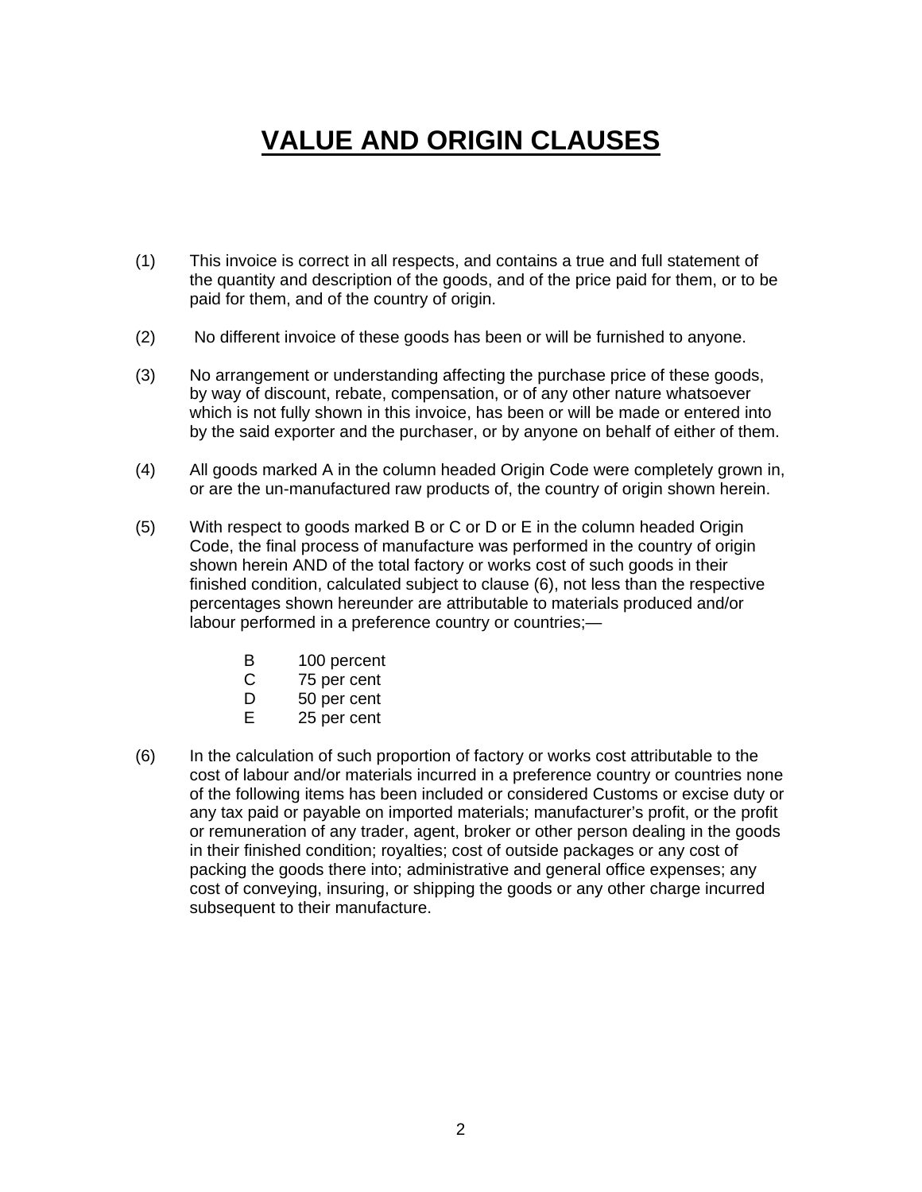# VALUE AND ORIGIN CLAUSES

(1) This invoice is correct in all respects, and contains a true and full statement of the quantity and description of the goods, and of the price paid for them, or to be paid for them, and of the country of origin.

(2) No different invoice of these goods has been or will be furnished to anyone.

(3) No arrangement or understanding affecting the purchase price of these goods, by way of discount, rebate, compensation, or of any other nature whatsoever which is not fully shown in this invoice, has been or will be made or entered into by the said exporter and the purchaser, or by anyone on behalf of either of them.

(4) All goods marked A in the column headed Origin Code were completely grown in, or are the un-manufactured raw products of, the country of origin shown herein.

(5) With respect to goods marked B or C or D or E in the column headed Origin Code, the final process of manufacture was performed in the country of origin shown herein AND of the total factory or works cost of such goods in their finished condition, calculated subject to clause (6), not less than the respective percentages shown hereunder are attributable to materials produced and/or labour performed in a preference country or countries;—

B 100 percent
C 75 per cent
D 50 per cent
E 25 per cent

(6) In the calculation of such proportion of factory or works cost attributable to the cost of labour and/or materials incurred in a preference country or countries none of the following items has been included or considered Customs or excise duty or any tax paid or payable on imported materials; manufacturer's profit, or the profit or remuneration of any trader, agent, broker or other person dealing in the goods in their finished condition; royalties; cost of outside packages or any cost of packing the goods there into; administrative and general office expenses; any cost of conveying, insuring, or shipping the goods or any other charge incurred subsequent to their manufacture.